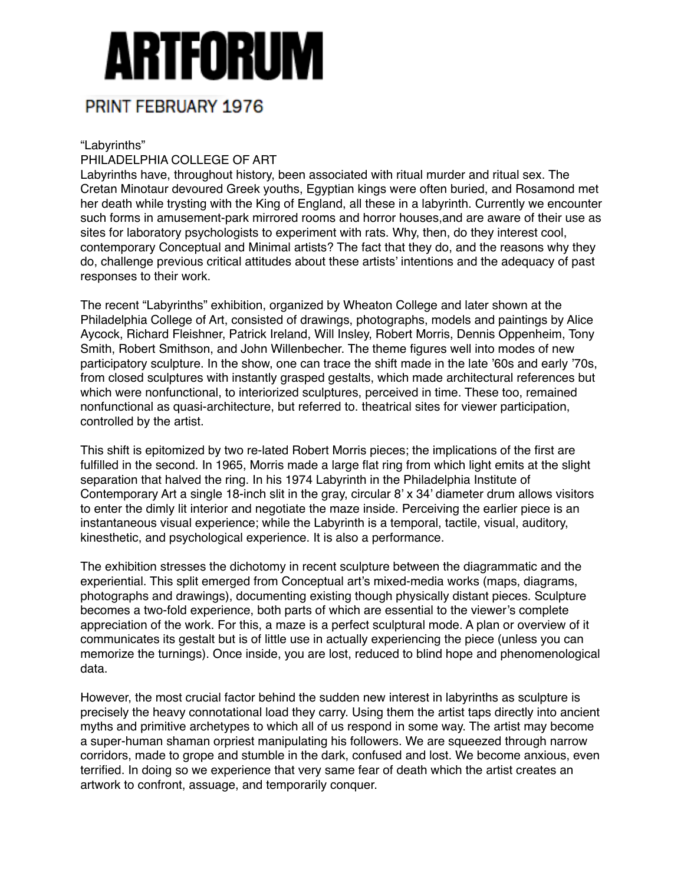# ARTFORUM

PRINT FEBRUARY 1976

"Labyrinths"
PHILADELPHIA COLLEGE OF ART

Labyrinths have, throughout history, been associated with ritual murder and ritual sex. The Cretan Minotaur devoured Greek youths, Egyptian kings were often buried, and Rosamond met her death while trysting with the King of England, all these in a labyrinth. Currently we encounter such forms in amusement-park mirrored rooms and horror houses,and are aware of their use as sites for laboratory psychologists to experiment with rats. Why, then, do they interest cool, contemporary Conceptual and Minimal artists? The fact that they do, and the reasons why they do, challenge previous critical attitudes about these artists' intentions and the adequacy of past responses to their work.

The recent "Labyrinths" exhibition, organized by Wheaton College and later shown at the Philadelphia College of Art, consisted of drawings, photographs, models and paintings by Alice Aycock, Richard Fleishner, Patrick Ireland, Will Insley, Robert Morris, Dennis Oppenheim, Tony Smith, Robert Smithson, and John Willenbecher. The theme figures well into modes of new participatory sculpture. In the show, one can trace the shift made in the late '60s and early '70s, from closed sculptures with instantly grasped gestalts, which made architectural references but which were nonfunctional, to interiorized sculptures, perceived in time. These too, remained nonfunctional as quasi-architecture, but referred to. theatrical sites for viewer participation, controlled by the artist.

This shift is epitomized by two re-lated Robert Morris pieces; the implications of the first are fulfilled in the second. In 1965, Morris made a large flat ring from which light emits at the slight separation that halved the ring. In his 1974 Labyrinth in the Philadelphia Institute of Contemporary Art a single 18-inch slit in the gray, circular 8' x 34' diameter drum allows visitors to enter the dimly lit interior and negotiate the maze inside. Perceiving the earlier piece is an instantaneous visual experience; while the Labyrinth is a temporal, tactile, visual, auditory, kinesthetic, and psychological experience. It is also a performance.

The exhibition stresses the dichotomy in recent sculpture between the diagrammatic and the experiential. This split emerged from Conceptual art's mixed-media works (maps, diagrams, photographs and drawings), documenting existing though physically distant pieces. Sculpture becomes a two-fold experience, both parts of which are essential to the viewer's complete appreciation of the work. For this, a maze is a perfect sculptural mode. A plan or overview of it communicates its gestalt but is of little use in actually experiencing the piece (unless you can memorize the turnings). Once inside, you are lost, reduced to blind hope and phenomenological data.

However, the most crucial factor behind the sudden new interest in labyrinths as sculpture is precisely the heavy connotational load they carry. Using them the artist taps directly into ancient myths and primitive archetypes to which all of us respond in some way. The artist may become a super-human shaman orpriest manipulating his followers. We are squeezed through narrow corridors, made to grope and stumble in the dark, confused and lost. We become anxious, even terrified. In doing so we experience that very same fear of death which the artist creates an artwork to confront, assuage, and temporarily conquer.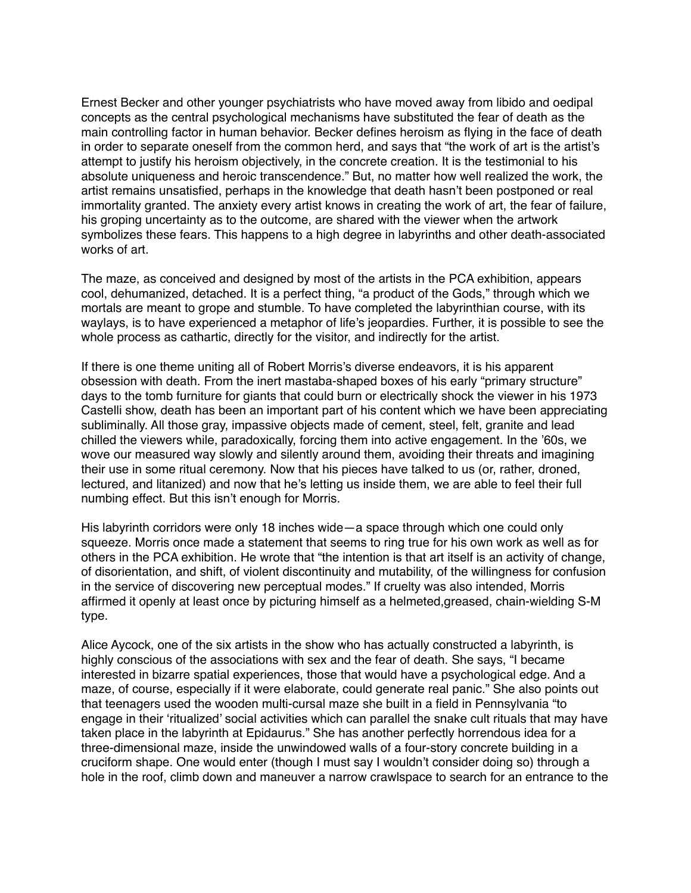Ernest Becker and other younger psychiatrists who have moved away from libido and oedipal concepts as the central psychological mechanisms have substituted the fear of death as the main controlling factor in human behavior. Becker defines heroism as flying in the face of death in order to separate oneself from the common herd, and says that "the work of art is the artist's attempt to justify his heroism objectively, in the concrete creation. It is the testimonial to his absolute uniqueness and heroic transcendence." But, no matter how well realized the work, the artist remains unsatisfied, perhaps in the knowledge that death hasn't been postponed or real immortality granted. The anxiety every artist knows in creating the work of art, the fear of failure, his groping uncertainty as to the outcome, are shared with the viewer when the artwork symbolizes these fears. This happens to a high degree in labyrinths and other death-associated works of art.

The maze, as conceived and designed by most of the artists in the PCA exhibition, appears cool, dehumanized, detached. It is a perfect thing, "a product of the Gods," through which we mortals are meant to grope and stumble. To have completed the labyrinthian course, with its waylays, is to have experienced a metaphor of life's jeopardies. Further, it is possible to see the whole process as cathartic, directly for the visitor, and indirectly for the artist.

If there is one theme uniting all of Robert Morris's diverse endeavors, it is his apparent obsession with death. From the inert mastaba-shaped boxes of his early "primary structure" days to the tomb furniture for giants that could burn or electrically shock the viewer in his 1973 Castelli show, death has been an important part of his content which we have been appreciating subliminally. All those gray, impassive objects made of cement, steel, felt, granite and lead chilled the viewers while, paradoxically, forcing them into active engagement. In the '60s, we wove our measured way slowly and silently around them, avoiding their threats and imagining their use in some ritual ceremony. Now that his pieces have talked to us (or, rather, droned, lectured, and litanized) and now that he's letting us inside them, we are able to feel their full numbing effect. But this isn't enough for Morris.

His labyrinth corridors were only 18 inches wide—a space through which one could only squeeze. Morris once made a statement that seems to ring true for his own work as well as for others in the PCA exhibition. He wrote that "the intention is that art itself is an activity of change, of disorientation, and shift, of violent discontinuity and mutability, of the willingness for confusion in the service of discovering new perceptual modes." If cruelty was also intended, Morris affirmed it openly at least once by picturing himself as a helmeted,greased, chain-wielding S-M type.

Alice Aycock, one of the six artists in the show who has actually constructed a labyrinth, is highly conscious of the associations with sex and the fear of death. She says, "I became interested in bizarre spatial experiences, those that would have a psychological edge. And a maze, of course, especially if it were elaborate, could generate real panic." She also points out that teenagers used the wooden multi-cursal maze she built in a field in Pennsylvania "to engage in their 'ritualized' social activities which can parallel the snake cult rituals that may have taken place in the labyrinth at Epidaurus." She has another perfectly horrendous idea for a three-dimensional maze, inside the unwindowed walls of a four-story concrete building in a cruciform shape. One would enter (though I must say I wouldn't consider doing so) through a hole in the roof, climb down and maneuver a narrow crawlspace to search for an entrance to the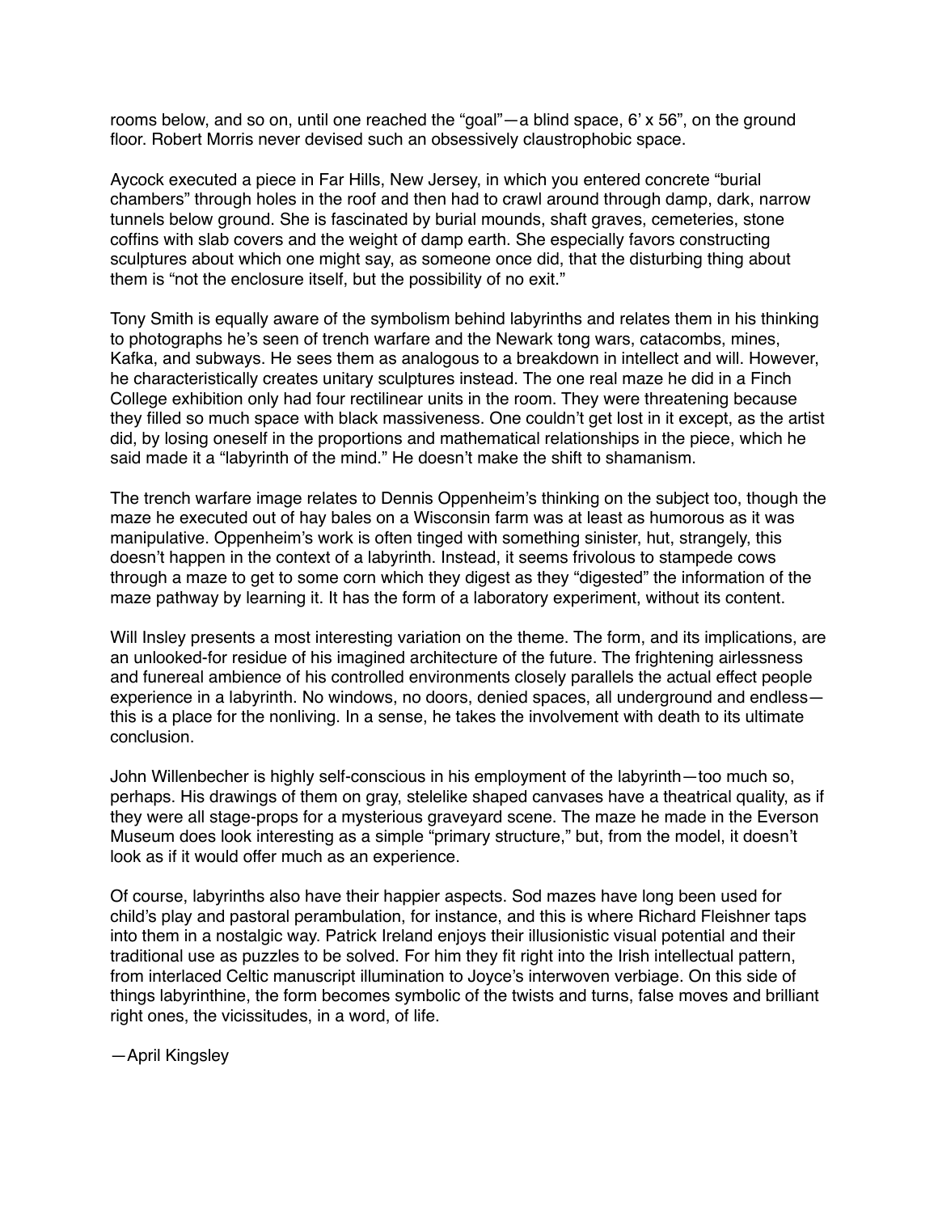rooms below, and so on, until one reached the "goal"—a blind space, 6' x 56", on the ground floor. Robert Morris never devised such an obsessively claustrophobic space.

Aycock executed a piece in Far Hills, New Jersey, in which you entered concrete "burial chambers" through holes in the roof and then had to crawl around through damp, dark, narrow tunnels below ground. She is fascinated by burial mounds, shaft graves, cemeteries, stone coffins with slab covers and the weight of damp earth. She especially favors constructing sculptures about which one might say, as someone once did, that the disturbing thing about them is "not the enclosure itself, but the possibility of no exit."

Tony Smith is equally aware of the symbolism behind labyrinths and relates them in his thinking to photographs he's seen of trench warfare and the Newark tong wars, catacombs, mines, Kafka, and subways. He sees them as analogous to a breakdown in intellect and will. However, he characteristically creates unitary sculptures instead. The one real maze he did in a Finch College exhibition only had four rectilinear units in the room. They were threatening because they filled so much space with black massiveness. One couldn't get lost in it except, as the artist did, by losing oneself in the proportions and mathematical relationships in the piece, which he said made it a "labyrinth of the mind." He doesn't make the shift to shamanism.

The trench warfare image relates to Dennis Oppenheim's thinking on the subject too, though the maze he executed out of hay bales on a Wisconsin farm was at least as humorous as it was manipulative. Oppenheim's work is often tinged with something sinister, hut, strangely, this doesn't happen in the context of a labyrinth. Instead, it seems frivolous to stampede cows through a maze to get to some corn which they digest as they "digested" the information of the maze pathway by learning it. It has the form of a laboratory experiment, without its content.

Will Insley presents a most interesting variation on the theme. The form, and its implications, are an unlooked-for residue of his imagined architecture of the future. The frightening airlessness and funereal ambience of his controlled environments closely parallels the actual effect people experience in a labyrinth. No windows, no doors, denied spaces, all underground and endless—this is a place for the nonliving. In a sense, he takes the involvement with death to its ultimate conclusion.

John Willenbecher is highly self-conscious in his employment of the labyrinth—too much so, perhaps. His drawings of them on gray, stelelike shaped canvases have a theatrical quality, as if they were all stage-props for a mysterious graveyard scene. The maze he made in the Everson Museum does look interesting as a simple "primary structure," but, from the model, it doesn't look as if it would offer much as an experience.

Of course, labyrinths also have their happier aspects. Sod mazes have long been used for child's play and pastoral perambulation, for instance, and this is where Richard Fleishner taps into them in a nostalgic way. Patrick Ireland enjoys their illusionistic visual potential and their traditional use as puzzles to be solved. For him they fit right into the Irish intellectual pattern, from interlaced Celtic manuscript illumination to Joyce's interwoven verbiage. On this side of things labyrinthine, the form becomes symbolic of the twists and turns, false moves and brilliant right ones, the vicissitudes, in a word, of life.

—April Kingsley